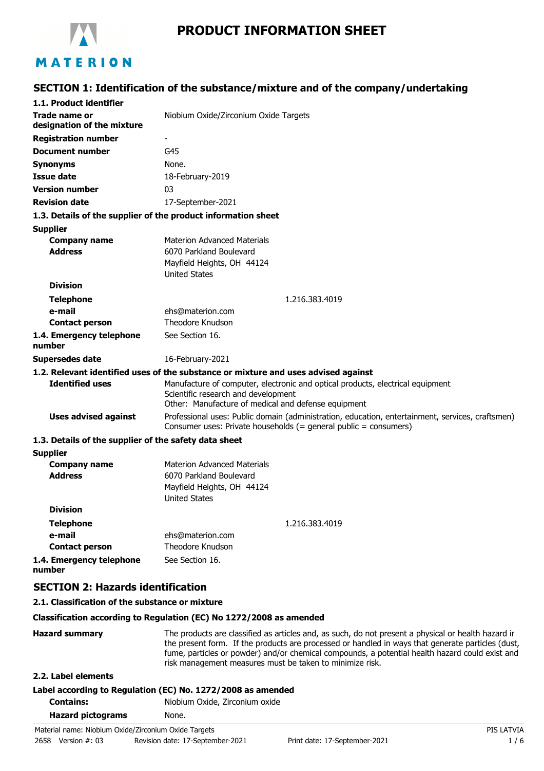# PRODUCT INFORMATION SHEET

## SECTION 1: Identification of the substance/mixture and of the company/undertaking

### 1.1. Product identifier

| | |
|---|---|
| **Trade name or designation of the mixture** | Niobium Oxide/Zirconium Oxide Targets |
| **Registration number** | - |
| **Document number** | G45 |
| **Synonyms** | None. |
| **Issue date** | 18-February-2019 |
| **Version number** | 03 |
| **Revision date** | 17-September-2021 |

### 1.3. Details of the supplier of the product information sheet

**Supplier**

| | |
|---|---|
| **Company name** | Materion Advanced Materials |
| **Address** | 6070 Parkland Boulevard<br>Mayfield Heights, OH 44124<br>United States |
| **Division** | |
| **Telephone** | 1.216.383.4019 |
| **e-mail** | ehs@materion.com |
| **Contact person** | Theodore Knudson |
| **1.4. Emergency telephone number** | See Section 16. |
| **Supersedes date** | 16-February-2021 |

### 1.2. Relevant identified uses of the substance or mixture and uses advised against

| | |
|---|---|
| **Identified uses** | Manufacture of computer, electronic and optical products, electrical equipment<br>Scientific research and development<br>Other: Manufacture of medical and defense equipment |
| **Uses advised against** | Professional uses: Public domain (administration, education, entertainment, services, craftsmen)<br>Consumer uses: Private households (= general public = consumers) |

### 1.3. Details of the supplier of the safety data sheet

**Supplier**

| | |
|---|---|
| **Company name** | Materion Advanced Materials |
| **Address** | 6070 Parkland Boulevard<br>Mayfield Heights, OH 44124<br>United States |
| **Division** | |
| **Telephone** | 1.216.383.4019 |
| **e-mail** | ehs@materion.com |
| **Contact person** | Theodore Knudson |
| **1.4. Emergency telephone number** | See Section 16. |

## SECTION 2: Hazards identification

### 2.1. Classification of the substance or mixture

**Classification according to Regulation (EC) No 1272/2008 as amended**

| | |
|---|---|
| **Hazard summary** | The products are classified as articles and, as such, do not present a physical or health hazard ir the present form. If the products are processed or handled in ways that generate particles (dust, fume, particles or powder) and/or chemical compounds, a potential health hazard could exist and risk management measures must be taken to minimize risk. |

### 2.2. Label elements

**Label according to Regulation (EC) No. 1272/2008 as amended**

| | |
|---|---|
| **Contains:** | Niobium Oxide, Zirconium oxide |
| **Hazard pictograms** | None. |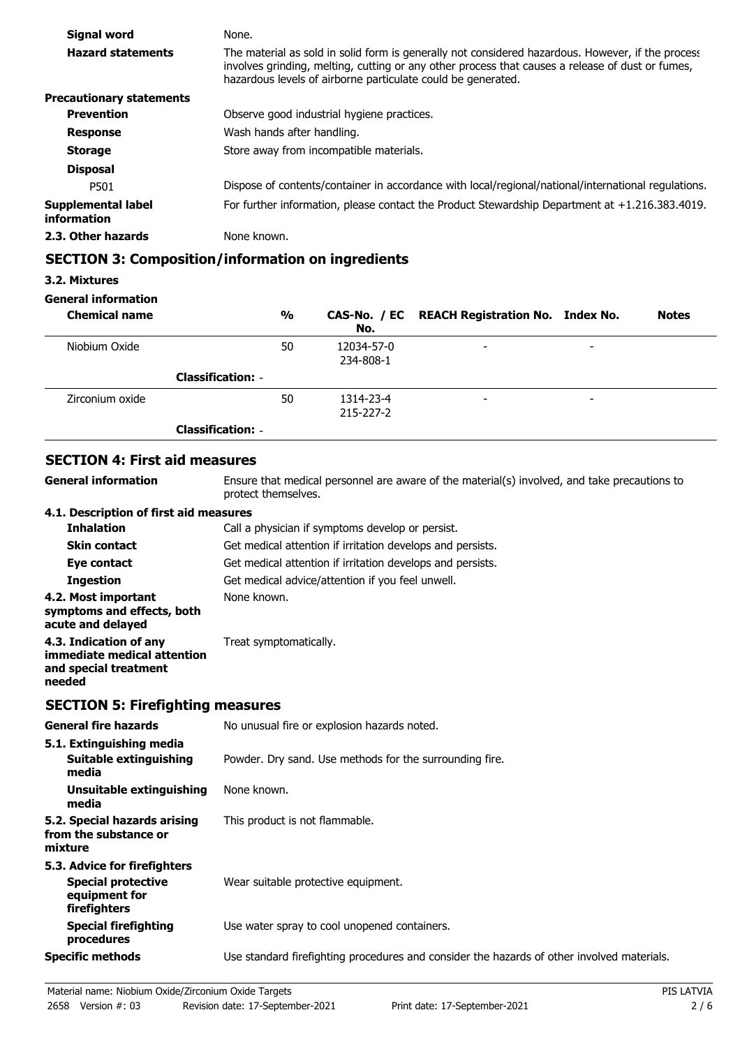| | |
|---|---|
| **Signal word** | None. |
| **Hazard statements** | The material as sold in solid form is generally not considered hazardous. However, if the process involves grinding, melting, cutting or any other process that causes a release of dust or fumes, hazardous levels of airborne particulate could be generated. |
| **Precautionary statements** | |
| **Prevention** | Observe good industrial hygiene practices. |
| **Response** | Wash hands after handling. |
| **Storage** | Store away from incompatible materials. |
| **Disposal** | |
| P501 | Dispose of contents/container in accordance with local/regional/national/international regulations. |
| **Supplemental label information** | For further information, please contact the Product Stewardship Department at +1.216.383.4019. |
| **2.3. Other hazards** | None known. |

## SECTION 3: Composition/information on ingredients

**3.2. Mixtures**

**General information**

| Chemical name | % | CAS-No. / EC No. | REACH Registration No. | Index No. | Notes |
|---|---|---|---|---|---|
| Niobium Oxide | 50 | 12034-57-0<br>234-808-1 | - | - | |
| **Classification:** - | | | | | |
| Zirconium oxide | 50 | 1314-23-4<br>215-227-2 | - | - | |
| **Classification:** - | | | | | |

## SECTION 4: First aid measures

| | |
|---|---|
| **General information** | Ensure that medical personnel are aware of the material(s) involved, and take precautions to protect themselves. |
| **4.1. Description of first aid measures** | |
| **Inhalation** | Call a physician if symptoms develop or persist. |
| **Skin contact** | Get medical attention if irritation develops and persists. |
| **Eye contact** | Get medical attention if irritation develops and persists. |
| **Ingestion** | Get medical advice/attention if you feel unwell. |
| **4.2. Most important symptoms and effects, both acute and delayed** | None known. |
| **4.3. Indication of any immediate medical attention and special treatment needed** | Treat symptomatically. |

## SECTION 5: Firefighting measures

| | |
|---|---|
| **General fire hazards** | No unusual fire or explosion hazards noted. |
| **5.1. Extinguishing media** | |
| **Suitable extinguishing media** | Powder. Dry sand. Use methods for the surrounding fire. |
| **Unsuitable extinguishing media** | None known. |
| **5.2. Special hazards arising from the substance or mixture** | This product is not flammable. |
| **5.3. Advice for firefighters** | |
| **Special protective equipment for firefighters** | Wear suitable protective equipment. |
| **Special firefighting procedures** | Use water spray to cool unopened containers. |
| **Specific methods** | Use standard firefighting procedures and consider the hazards of other involved materials. |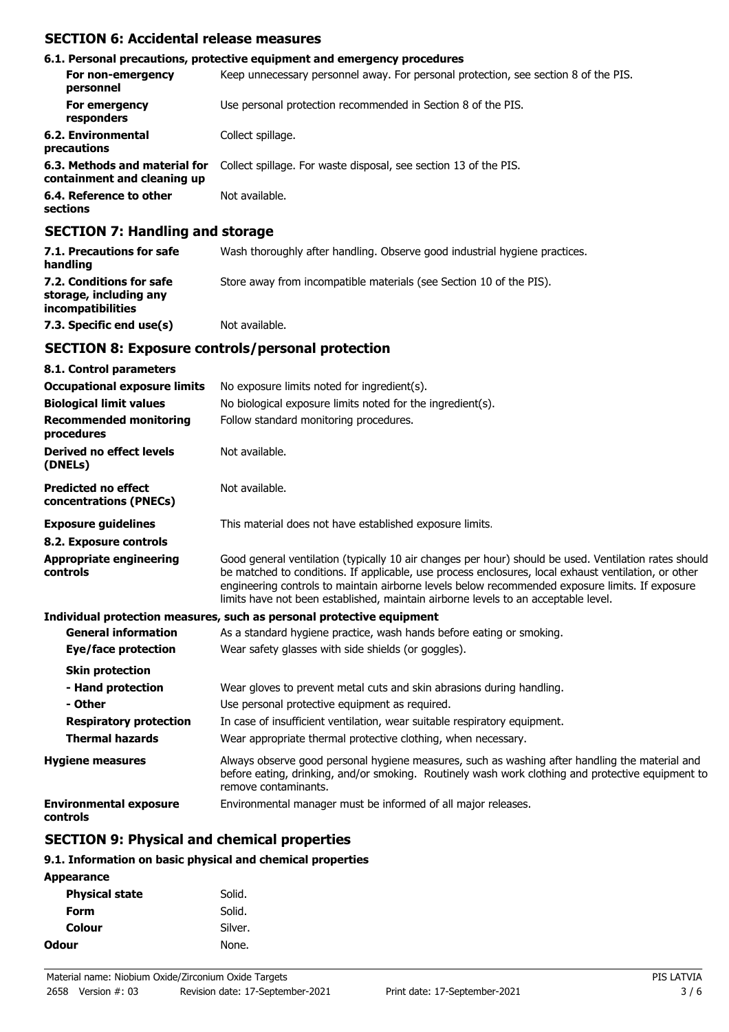## SECTION 6: Accidental release measures

### 6.1. Personal precautions, protective equipment and emergency procedures

| | |
|---|---|
| **For non-emergency personnel** | Keep unnecessary personnel away. For personal protection, see section 8 of the PIS. |
| **For emergency responders** | Use personal protection recommended in Section 8 of the PIS. |
| **6.2. Environmental precautions** | Collect spillage. |
| **6.3. Methods and material for containment and cleaning up** | Collect spillage. For waste disposal, see section 13 of the PIS. |
| **6.4. Reference to other sections** | Not available. |

## SECTION 7: Handling and storage

| | |
|---|---|
| **7.1. Precautions for safe handling** | Wash thoroughly after handling. Observe good industrial hygiene practices. |
| **7.2. Conditions for safe storage, including any incompatibilities** | Store away from incompatible materials (see Section 10 of the PIS). |
| **7.3. Specific end use(s)** | Not available. |

## SECTION 8: Exposure controls/personal protection

### 8.1. Control parameters

| | |
|---|---|
| **Occupational exposure limits** | No exposure limits noted for ingredient(s). |
| **Biological limit values** | No biological exposure limits noted for the ingredient(s). |
| **Recommended monitoring procedures** | Follow standard monitoring procedures. |
| **Derived no effect levels (DNELs)** | Not available. |
| **Predicted no effect concentrations (PNECs)** | Not available. |
| **Exposure guidelines** | This material does not have established exposure limits. |

### 8.2. Exposure controls

| | |
|---|---|
| **Appropriate engineering controls** | Good general ventilation (typically 10 air changes per hour) should be used. Ventilation rates should be matched to conditions. If applicable, use process enclosures, local exhaust ventilation, or other engineering controls to maintain airborne levels below recommended exposure limits. If exposure limits have not been established, maintain airborne levels to an acceptable level. |

**Individual protection measures, such as personal protective equipment**

| | |
|---|---|
| **General information** | As a standard hygiene practice, wash hands before eating or smoking. |
| **Eye/face protection** | Wear safety glasses with side shields (or goggles). |
| **Skin protection** | |
| **- Hand protection** | Wear gloves to prevent metal cuts and skin abrasions during handling. |
| **- Other** | Use personal protective equipment as required. |
| **Respiratory protection** | In case of insufficient ventilation, wear suitable respiratory equipment. |
| **Thermal hazards** | Wear appropriate thermal protective clothing, when necessary. |
| **Hygiene measures** | Always observe good personal hygiene measures, such as washing after handling the material and before eating, drinking, and/or smoking. Routinely wash work clothing and protective equipment to remove contaminants. |
| **Environmental exposure controls** | Environmental manager must be informed of all major releases. |

## SECTION 9: Physical and chemical properties

### 9.1. Information on basic physical and chemical properties

| | |
|---|---|
| **Appearance** | |
| **Physical state** | Solid. |
| **Form** | Solid. |
| **Colour** | Silver. |
| **Odour** | None. |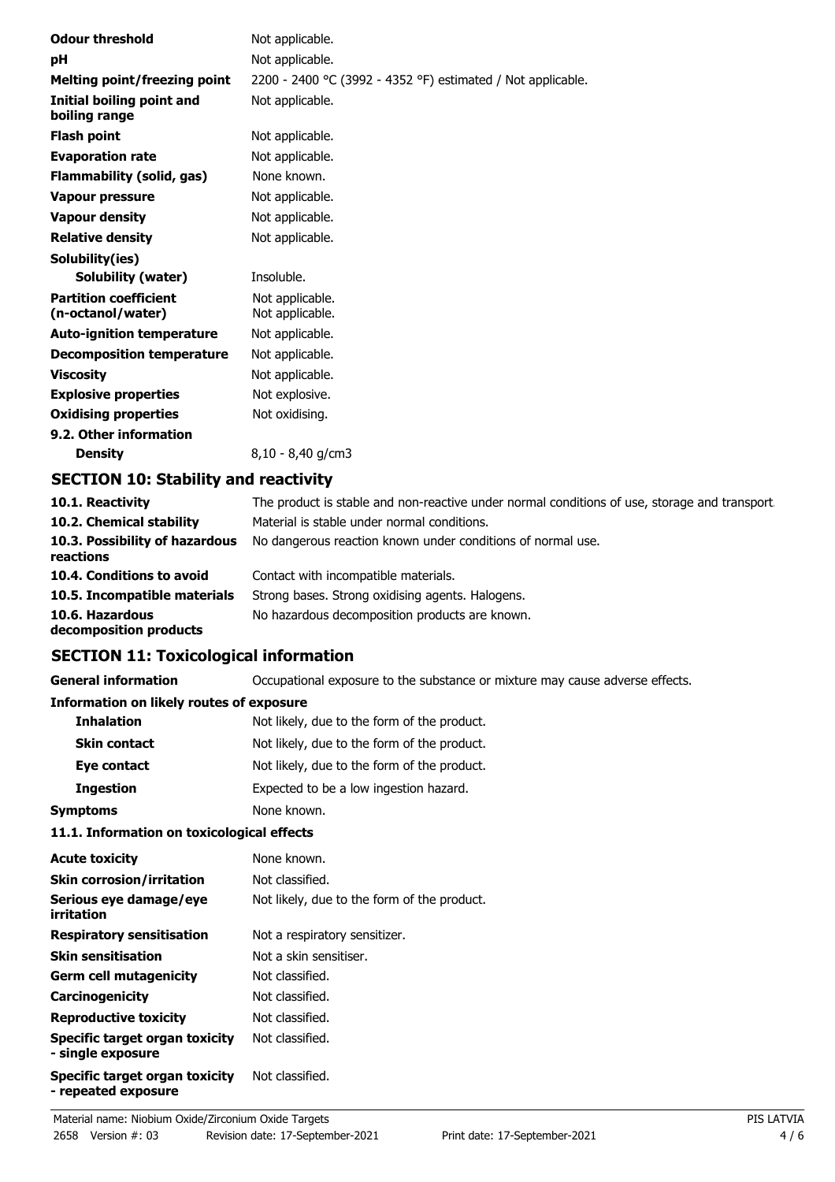| | |
|---|---|
| **Odour threshold** | Not applicable. |
| **pH** | Not applicable. |
| **Melting point/freezing point** | 2200 - 2400 °C (3992 - 4352 °F) estimated / Not applicable. |
| **Initial boiling point and boiling range** | Not applicable. |
| **Flash point** | Not applicable. |
| **Evaporation rate** | Not applicable. |
| **Flammability (solid, gas)** | None known. |
| **Vapour pressure** | Not applicable. |
| **Vapour density** | Not applicable. |
| **Relative density** | Not applicable. |
| **Solubility(ies)** | |
| **Solubility (water)** | Insoluble. |
| **Partition coefficient (n-octanol/water)** | Not applicable. Not applicable. |
| **Auto-ignition temperature** | Not applicable. |
| **Decomposition temperature** | Not applicable. |
| **Viscosity** | Not applicable. |
| **Explosive properties** | Not explosive. |
| **Oxidising properties** | Not oxidising. |
| **9.2. Other information** | |
| **Density** | 8,10 - 8,40 g/cm3 |

## SECTION 10: Stability and reactivity

| | |
|---|---|
| **10.1. Reactivity** | The product is stable and non-reactive under normal conditions of use, storage and transport. |
| **10.2. Chemical stability** | Material is stable under normal conditions. |
| **10.3. Possibility of hazardous reactions** | No dangerous reaction known under conditions of normal use. |
| **10.4. Conditions to avoid** | Contact with incompatible materials. |
| **10.5. Incompatible materials** | Strong bases. Strong oxidising agents. Halogens. |
| **10.6. Hazardous decomposition products** | No hazardous decomposition products are known. |

## SECTION 11: Toxicological information

| | |
|---|---|
| **General information** | Occupational exposure to the substance or mixture may cause adverse effects. |
| **Information on likely routes of exposure** | |
| **Inhalation** | Not likely, due to the form of the product. |
| **Skin contact** | Not likely, due to the form of the product. |
| **Eye contact** | Not likely, due to the form of the product. |
| **Ingestion** | Expected to be a low ingestion hazard. |
| **Symptoms** | None known. |

**11.1. Information on toxicological effects**

| | |
|---|---|
| **Acute toxicity** | None known. |
| **Skin corrosion/irritation** | Not classified. |
| **Serious eye damage/eye irritation** | Not likely, due to the form of the product. |
| **Respiratory sensitisation** | Not a respiratory sensitizer. |
| **Skin sensitisation** | Not a skin sensitiser. |
| **Germ cell mutagenicity** | Not classified. |
| **Carcinogenicity** | Not classified. |
| **Reproductive toxicity** | Not classified. |
| **Specific target organ toxicity - single exposure** | Not classified. |
| **Specific target organ toxicity - repeated exposure** | Not classified. |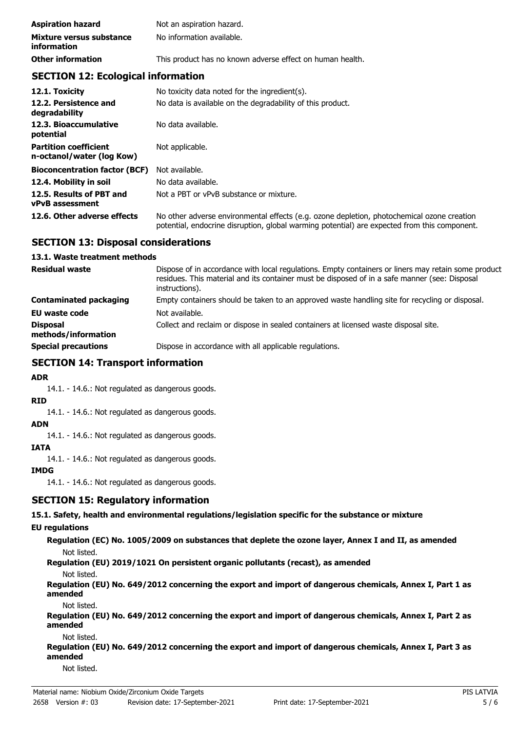| | |
|---|---|
| **Aspiration hazard** | Not an aspiration hazard. |
| **Mixture versus substance information** | No information available. |
| **Other information** | This product has no known adverse effect on human health. |

## SECTION 12: Ecological information

| | |
|---|---|
| **12.1. Toxicity** | No toxicity data noted for the ingredient(s). |
| **12.2. Persistence and degradability** | No data is available on the degradability of this product. |
| **12.3. Bioaccumulative potential** | No data available. |
| **Partition coefficient n-octanol/water (log Kow)** | Not applicable. |
| **Bioconcentration factor (BCF)** | Not available. |
| **12.4. Mobility in soil** | No data available. |
| **12.5. Results of PBT and vPvB assessment** | Not a PBT or vPvB substance or mixture. |
| **12.6. Other adverse effects** | No other adverse environmental effects (e.g. ozone depletion, photochemical ozone creation potential, endocrine disruption, global warming potential) are expected from this component. |

## SECTION 13: Disposal considerations

### 13.1. Waste treatment methods

| | |
|---|---|
| **Residual waste** | Dispose of in accordance with local regulations. Empty containers or liners may retain some product residues. This material and its container must be disposed of in a safe manner (see: Disposal instructions). |
| **Contaminated packaging** | Empty containers should be taken to an approved waste handling site for recycling or disposal. |
| **EU waste code** | Not available. |
| **Disposal methods/information** | Collect and reclaim or dispose in sealed containers at licensed waste disposal site. |
| **Special precautions** | Dispose in accordance with all applicable regulations. |

## SECTION 14: Transport information

**ADR**

14.1. - 14.6.: Not regulated as dangerous goods.

**RID**

14.1. - 14.6.: Not regulated as dangerous goods.

**ADN**

14.1. - 14.6.: Not regulated as dangerous goods.

**IATA**

14.1. - 14.6.: Not regulated as dangerous goods.

**IMDG**

14.1. - 14.6.: Not regulated as dangerous goods.

## SECTION 15: Regulatory information

### 15.1. Safety, health and environmental regulations/legislation specific for the substance or mixture

**EU regulations**

**Regulation (EC) No. 1005/2009 on substances that deplete the ozone layer, Annex I and II, as amended**

Not listed.

**Regulation (EU) 2019/1021 On persistent organic pollutants (recast), as amended**

Not listed.

**Regulation (EU) No. 649/2012 concerning the export and import of dangerous chemicals, Annex I, Part 1 as amended**

Not listed.

**Regulation (EU) No. 649/2012 concerning the export and import of dangerous chemicals, Annex I, Part 2 as amended**

Not listed.

**Regulation (EU) No. 649/2012 concerning the export and import of dangerous chemicals, Annex I, Part 3 as amended**

Not listed.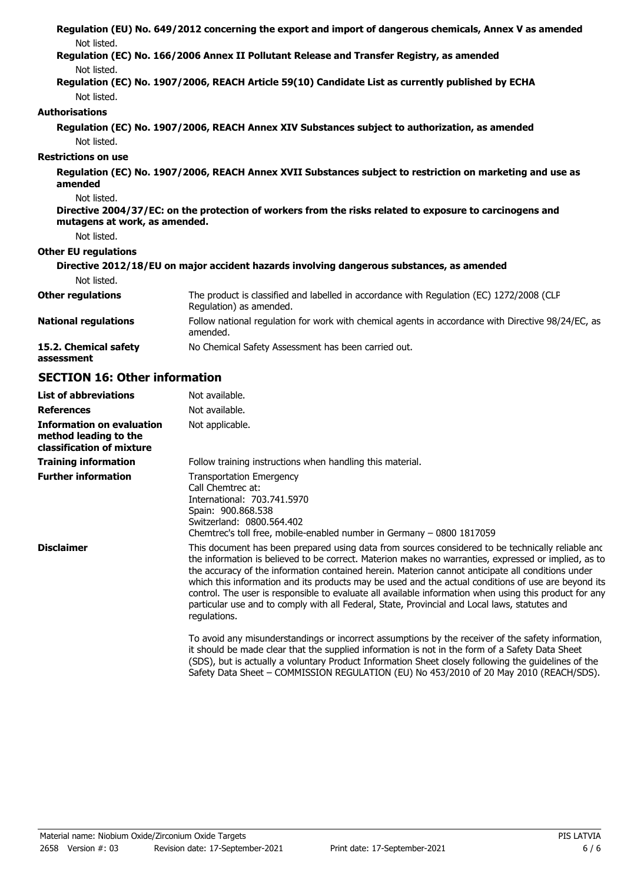**Regulation (EU) No. 649/2012 concerning the export and import of dangerous chemicals, Annex V as amended**

Not listed.

**Regulation (EC) No. 166/2006 Annex II Pollutant Release and Transfer Registry, as amended**

Not listed.

**Regulation (EC) No. 1907/2006, REACH Article 59(10) Candidate List as currently published by ECHA**

Not listed.

**Authorisations**

**Regulation (EC) No. 1907/2006, REACH Annex XIV Substances subject to authorization, as amended**

Not listed.

**Restrictions on use**

**Regulation (EC) No. 1907/2006, REACH Annex XVII Substances subject to restriction on marketing and use as amended**

Not listed.

**Directive 2004/37/EC: on the protection of workers from the risks related to exposure to carcinogens and mutagens at work, as amended.**

Not listed.

**Other EU regulations**

**Directive 2012/18/EU on major accident hazards involving dangerous substances, as amended**

Not listed.

| | |
|---|---|
| **Other regulations** | The product is classified and labelled in accordance with Regulation (EC) 1272/2008 (CLP Regulation) as amended. |
| **National regulations** | Follow national regulation for work with chemical agents in accordance with Directive 98/24/EC, as amended. |
| **15.2. Chemical safety assessment** | No Chemical Safety Assessment has been carried out. |

## SECTION 16: Other information

| | |
|---|---|
| **List of abbreviations** | Not available. |
| **References** | Not available. |
| **Information on evaluation method leading to the classification of mixture** | Not applicable. |
| **Training information** | Follow training instructions when handling this material. |
| **Further information** | Transportation Emergency<br>Call Chemtrec at:<br>International: 703.741.5970<br>Spain: 900.868.538<br>Switzerland: 0800.564.402<br>Chemtrec's toll free, mobile-enabled number in Germany – 0800 1817059 |
| **Disclaimer** | This document has been prepared using data from sources considered to be technically reliable and the information is believed to be correct. Materion makes no warranties, expressed or implied, as to the accuracy of the information contained herein. Materion cannot anticipate all conditions under which this information and its products may be used and the actual conditions of use are beyond its control. The user is responsible to evaluate all available information when using this product for any particular use and to comply with all Federal, State, Provincial and Local laws, statutes and regulations.<br><br>To avoid any misunderstandings or incorrect assumptions by the receiver of the safety information, it should be made clear that the supplied information is not in the form of a Safety Data Sheet (SDS), but is actually a voluntary Product Information Sheet closely following the guidelines of the Safety Data Sheet – COMMISSION REGULATION (EU) No 453/2010 of 20 May 2010 (REACH/SDS). |